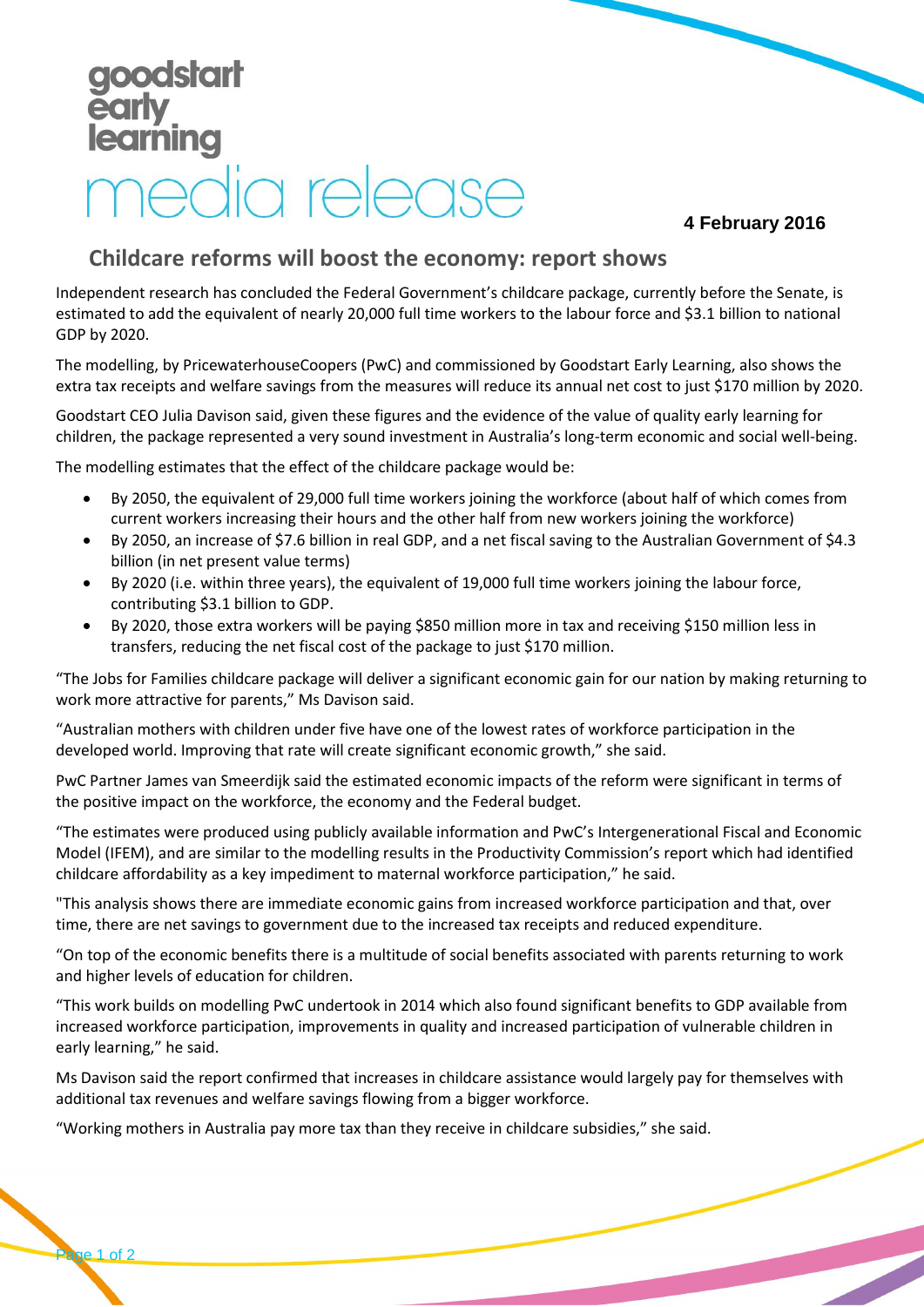goodstart early learning

# media release

**4 February 2016**

## Childcare reforms will boost the economy: report shows

Independent research has concluded the Federal Government's childcare package, currently before the Senate, is estimated to add the equivalent of nearly 20,000 full time workers to the labour force and $3.1 billion to national GDP by 2020.

The modelling, by PricewaterhouseCoopers (PwC) and commissioned by Goodstart Early Learning, also shows the extra tax receipts and welfare savings from the measures will reduce its annual net cost to just $170 million by 2020.

Goodstart CEO Julia Davison said, given these figures and the evidence of the value of quality early learning for children, the package represented a very sound investment in Australia's long-term economic and social well-being.

The modelling estimates that the effect of the childcare package would be:

- By 2050, the equivalent of 29,000 full time workers joining the workforce (about half of which comes from current workers increasing their hours and the other half from new workers joining the workforce)
- By 2050, an increase of $7.6 billion in real GDP, and a net fiscal saving to the Australian Government of $4.3 billion (in net present value terms)
- By 2020 (i.e. within three years), the equivalent of 19,000 full time workers joining the labour force, contributing $3.1 billion to GDP.
- By 2020, those extra workers will be paying $850 million more in tax and receiving $150 million less in transfers, reducing the net fiscal cost of the package to just $170 million.

"The Jobs for Families childcare package will deliver a significant economic gain for our nation by making returning to work more attractive for parents," Ms Davison said.

"Australian mothers with children under five have one of the lowest rates of workforce participation in the developed world. Improving that rate will create significant economic growth," she said.

PwC Partner James van Smeerdijk said the estimated economic impacts of the reform were significant in terms of the positive impact on the workforce, the economy and the Federal budget.

"The estimates were produced using publicly available information and PwC's Intergenerational Fiscal and Economic Model (IFEM), and are similar to the modelling results in the Productivity Commission's report which had identified childcare affordability as a key impediment to maternal workforce participation," he said.

"This analysis shows there are immediate economic gains from increased workforce participation and that, over time, there are net savings to government due to the increased tax receipts and reduced expenditure.

"On top of the economic benefits there is a multitude of social benefits associated with parents returning to work and higher levels of education for children.

"This work builds on modelling PwC undertook in 2014 which also found significant benefits to GDP available from increased workforce participation, improvements in quality and increased participation of vulnerable children in early learning," he said.

Ms Davison said the report confirmed that increases in childcare assistance would largely pay for themselves with additional tax revenues and welfare savings flowing from a bigger workforce.

"Working mothers in Australia pay more tax than they receive in childcare subsidies," she said.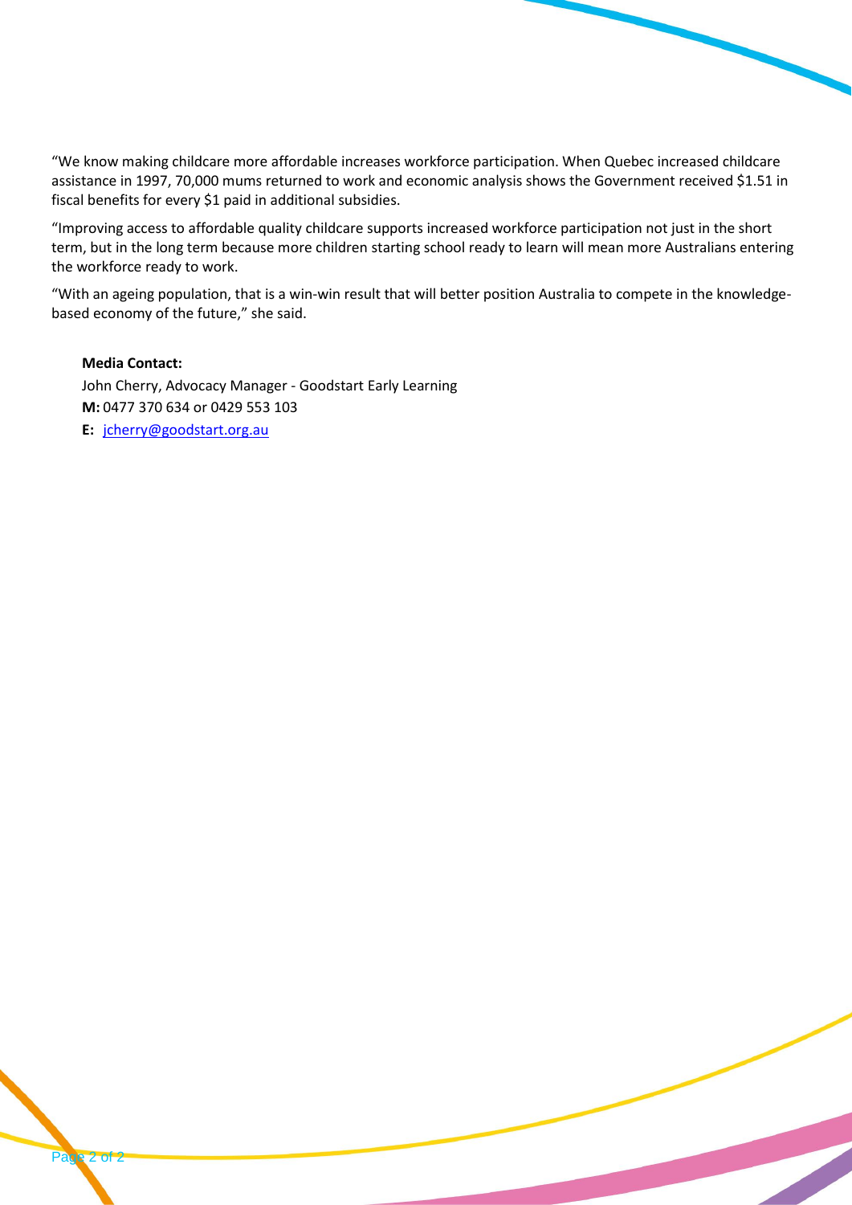"We know making childcare more affordable increases workforce participation. When Quebec increased childcare assistance in 1997, 70,000 mums returned to work and economic analysis shows the Government received $1.51 in fiscal benefits for every $1 paid in additional subsidies.

"Improving access to affordable quality childcare supports increased workforce participation not just in the short term, but in the long term because more children starting school ready to learn will mean more Australians entering the workforce ready to work.

"With an ageing population, that is a win-win result that will better position Australia to compete in the knowledge-based economy of the future," she said.

**Media Contact:**
John Cherry, Advocacy Manager - Goodstart Early Learning
**M:** 0477 370 634 or 0429 553 103
**E:** jcherry@goodstart.org.au